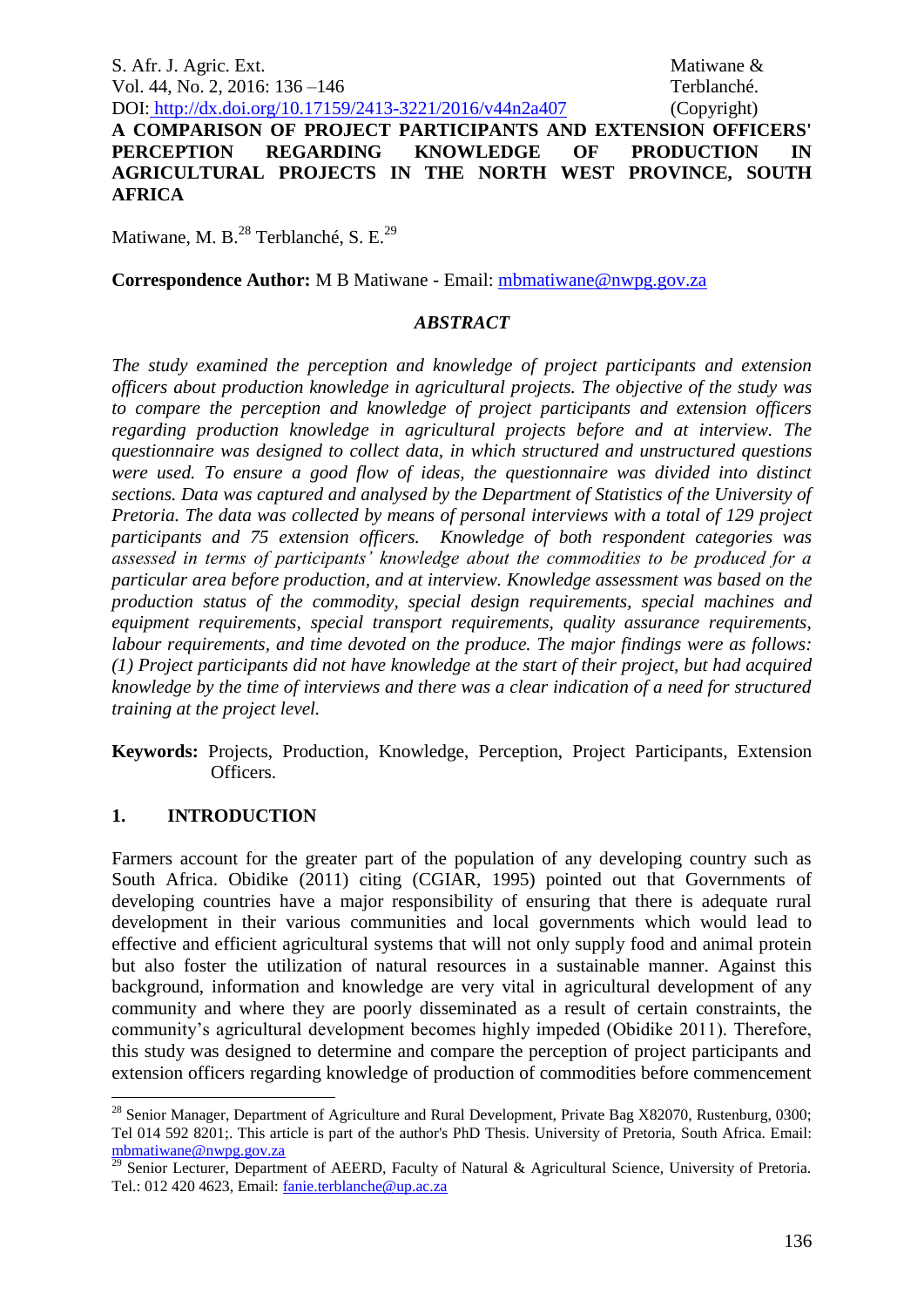# A COMPARISON OF PROJECT PARTICIPANTS AND EXTENSION OFFICERS' PERCEPTION REGARDING KNOWLEDGE OF PRODUCTION IN AGRICULTURAL PROJECTS IN THE NORTH WEST PROVINCE, SOUTH AFRICA

Matiwane, M. B.[28] Terblanché, S. E.[29]

**Correspondence Author:** M B Matiwane - Email: mbmatiwane@nwpg.gov.za

### *ABSTRACT*

*The study examined the perception and knowledge of project participants and extension officers about production knowledge in agricultural projects. The objective of the study was to compare the perception and knowledge of project participants and extension officers regarding production knowledge in agricultural projects before and at interview. The questionnaire was designed to collect data, in which structured and unstructured questions were used. To ensure a good flow of ideas, the questionnaire was divided into distinct sections. Data was captured and analysed by the Department of Statistics of the University of Pretoria. The data was collected by means of personal interviews with a total of 129 project participants and 75 extension officers. Knowledge of both respondent categories was assessed in terms of participants' knowledge about the commodities to be produced for a particular area before production, and at interview. Knowledge assessment was based on the production status of the commodity, special design requirements, special machines and equipment requirements, special transport requirements, quality assurance requirements, labour requirements, and time devoted on the produce. The major findings were as follows: (1) Project participants did not have knowledge at the start of their project, but had acquired knowledge by the time of interviews and there was a clear indication of a need for structured training at the project level.*

**Keywords:** Projects, Production, Knowledge, Perception, Project Participants, Extension Officers.

## 1. INTRODUCTION

Farmers account for the greater part of the population of any developing country such as South Africa. Obidike (2011) citing (CGIAR, 1995) pointed out that Governments of developing countries have a major responsibility of ensuring that there is adequate rural development in their various communities and local governments which would lead to effective and efficient agricultural systems that will not only supply food and animal protein but also foster the utilization of natural resources in a sustainable manner. Against this background, information and knowledge are very vital in agricultural development of any community and where they are poorly disseminated as a result of certain constraints, the community's agricultural development becomes highly impeded (Obidike 2011). Therefore, this study was designed to determine and compare the perception of project participants and extension officers regarding knowledge of production of commodities before commencement

---

[28] Senior Manager, Department of Agriculture and Rural Development, Private Bag X82070, Rustenburg, 0300; Tel 014 592 8201;. This article is part of the author's PhD Thesis. University of Pretoria, South Africa. Email: mbmatiwane@nwpg.gov.za

[29] Senior Lecturer, Department of AEERD, Faculty of Natural & Agricultural Science, University of Pretoria. Tel.: 012 420 4623, Email: fanie.terblanche@up.ac.za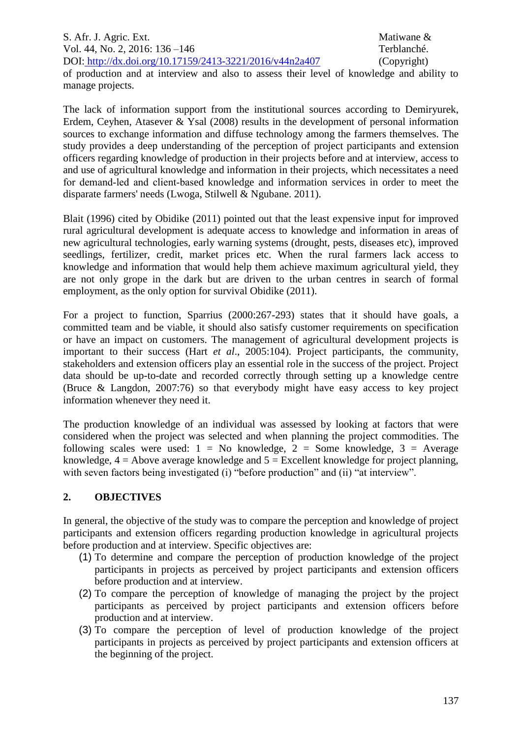of production and at interview and also to assess their level of knowledge and ability to manage projects.

The lack of information support from the institutional sources according to Demiryurek, Erdem, Ceyhen, Atasever & Ysal (2008) results in the development of personal information sources to exchange information and diffuse technology among the farmers themselves. The study provides a deep understanding of the perception of project participants and extension officers regarding knowledge of production in their projects before and at interview, access to and use of agricultural knowledge and information in their projects, which necessitates a need for demand-led and client-based knowledge and information services in order to meet the disparate farmers' needs (Lwoga, Stilwell & Ngubane. 2011).

Blait (1996) cited by Obidike (2011) pointed out that the least expensive input for improved rural agricultural development is adequate access to knowledge and information in areas of new agricultural technologies, early warning systems (drought, pests, diseases etc), improved seedlings, fertilizer, credit, market prices etc. When the rural farmers lack access to knowledge and information that would help them achieve maximum agricultural yield, they are not only grope in the dark but are driven to the urban centres in search of formal employment, as the only option for survival Obidike (2011).

For a project to function, Sparrius (2000:267-293) states that it should have goals, a committed team and be viable, it should also satisfy customer requirements on specification or have an impact on customers. The management of agricultural development projects is important to their success (Hart *et al*., 2005:104). Project participants, the community, stakeholders and extension officers play an essential role in the success of the project. Project data should be up-to-date and recorded correctly through setting up a knowledge centre (Bruce & Langdon, 2007:76) so that everybody might have easy access to key project information whenever they need it.

The production knowledge of an individual was assessed by looking at factors that were considered when the project was selected and when planning the project commodities. The following scales were used: 1 = No knowledge, 2 = Some knowledge, 3 = Average knowledge, 4 = Above average knowledge and 5 = Excellent knowledge for project planning, with seven factors being investigated (i) "before production" and (ii) "at interview".

## 2. OBJECTIVES

In general, the objective of the study was to compare the perception and knowledge of project participants and extension officers regarding production knowledge in agricultural projects before production and at interview. Specific objectives are:

(1) To determine and compare the perception of production knowledge of the project participants in projects as perceived by project participants and extension officers before production and at interview.
(2) To compare the perception of knowledge of managing the project by the project participants as perceived by project participants and extension officers before production and at interview.
(3) To compare the perception of level of production knowledge of the project participants in projects as perceived by project participants and extension officers at the beginning of the project.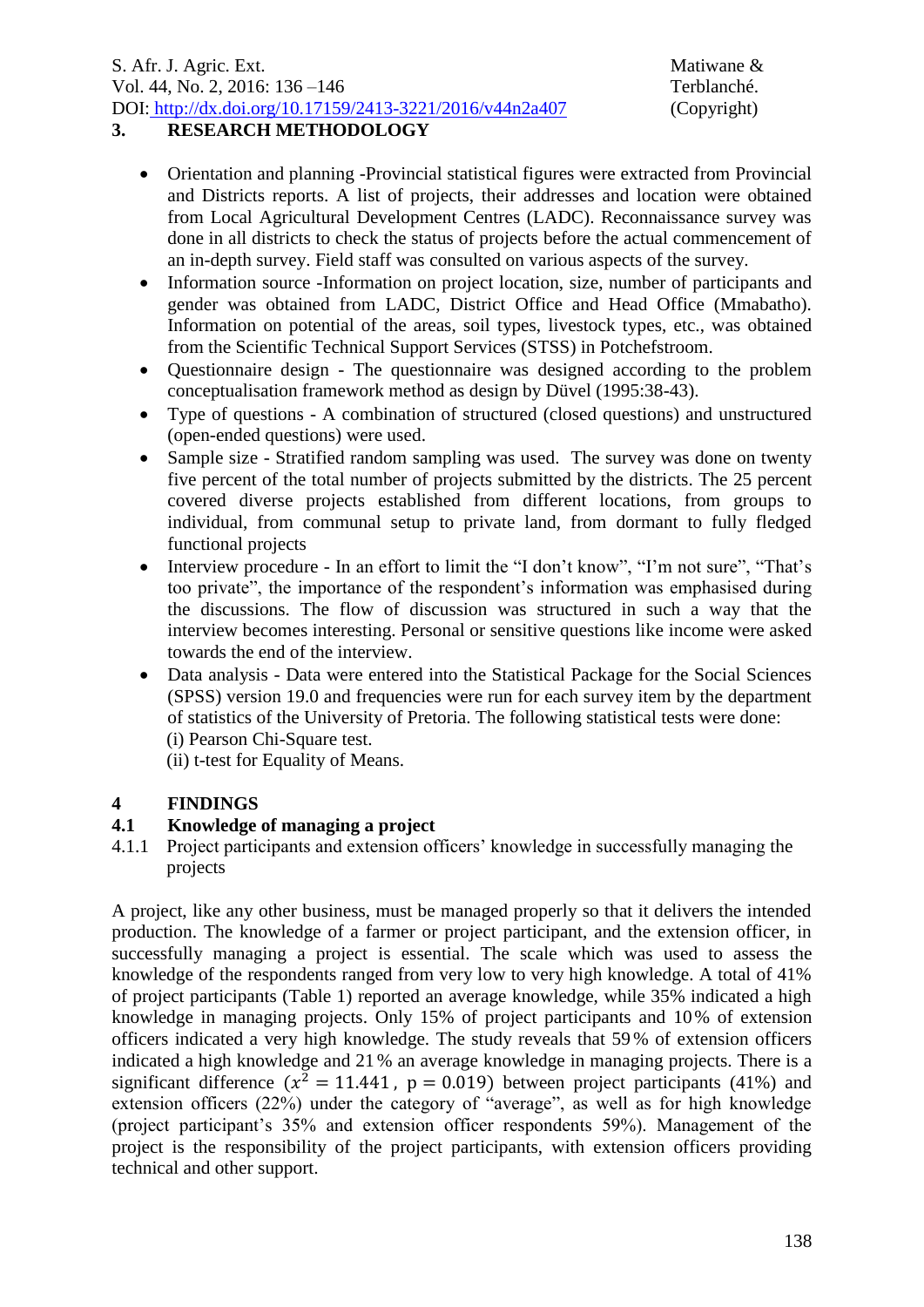## 3. RESEARCH METHODOLOGY

- Orientation and planning -Provincial statistical figures were extracted from Provincial and Districts reports. A list of projects, their addresses and location were obtained from Local Agricultural Development Centres (LADC). Reconnaissance survey was done in all districts to check the status of projects before the actual commencement of an in-depth survey. Field staff was consulted on various aspects of the survey.
- Information source -Information on project location, size, number of participants and gender was obtained from LADC, District Office and Head Office (Mmabatho). Information on potential of the areas, soil types, livestock types, etc., was obtained from the Scientific Technical Support Services (STSS) in Potchefstroom.
- Questionnaire design - The questionnaire was designed according to the problem conceptualisation framework method as design by Düvel (1995:38-43).
- Type of questions - A combination of structured (closed questions) and unstructured (open-ended questions) were used.
- Sample size - Stratified random sampling was used. The survey was done on twenty five percent of the total number of projects submitted by the districts. The 25 percent covered diverse projects established from different locations, from groups to individual, from communal setup to private land, from dormant to fully fledged functional projects
- Interview procedure - In an effort to limit the "I don't know", "I'm not sure", "That's too private", the importance of the respondent's information was emphasised during the discussions. The flow of discussion was structured in such a way that the interview becomes interesting. Personal or sensitive questions like income were asked towards the end of the interview.
- Data analysis - Data were entered into the Statistical Package for the Social Sciences (SPSS) version 19.0 and frequencies were run for each survey item by the department of statistics of the University of Pretoria. The following statistical tests were done:
  (i) Pearson Chi-Square test.
  (ii) t-test for Equality of Means.

## 4 FINDINGS

### 4.1 Knowledge of managing a project

#### 4.1.1 Project participants and extension officers' knowledge in successfully managing the projects

A project, like any other business, must be managed properly so that it delivers the intended production. The knowledge of a farmer or project participant, and the extension officer, in successfully managing a project is essential. The scale which was used to assess the knowledge of the respondents ranged from very low to very high knowledge. A total of 41% of project participants (Table 1) reported an average knowledge, while 35% indicated a high knowledge in managing projects. Only 15% of project participants and 10% of extension officers indicated a very high knowledge. The study reveals that 59% of extension officers indicated a high knowledge and 21% an average knowledge in managing projects. There is a significant difference ($x^2 = 11.441$, $p = 0.019$) between project participants (41%) and extension officers (22%) under the category of "average", as well as for high knowledge (project participant's 35% and extension officer respondents 59%). Management of the project is the responsibility of the project participants, with extension officers providing technical and other support.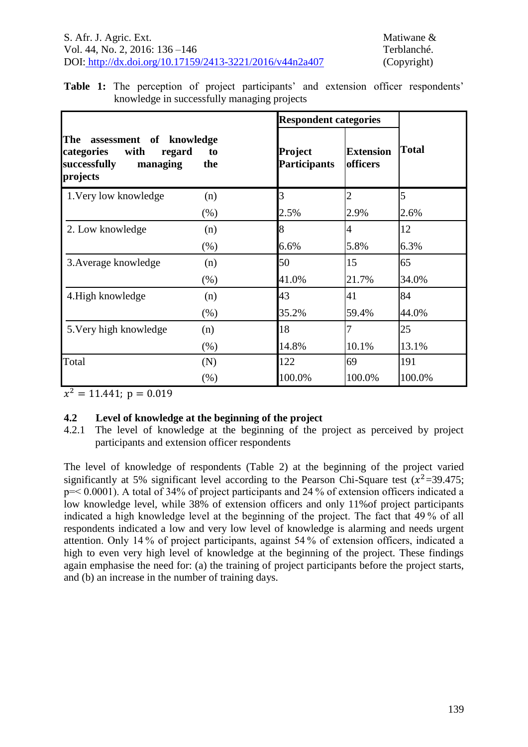**Table 1:** The perception of project participants' and extension officer respondents' knowledge in successfully managing projects

| The assessment of knowledge categories with regard to successfully managing projects | | Respondent categories | | Total |
|---|---|---|---|---|
| | | Project Participants | Extension officers | |
| 1.Very low knowledge | (n) | 3 | 2 | 5 |
| | (%) | 2.5% | 2.9% | 2.6% |
| 2. Low knowledge | (n) | 8 | 4 | 12 |
| | (%) | 6.6% | 5.8% | 6.3% |
| 3.Average knowledge | (n) | 50 | 15 | 65 |
| | (%) | 41.0% | 21.7% | 34.0% |
| 4.High knowledge | (n) | 43 | 41 | 84 |
| | (%) | 35.2% | 59.4% | 44.0% |
| 5.Very high knowledge | (n) | 18 | 7 | 25 |
| | (%) | 14.8% | 10.1% | 13.1% |
| Total | (N) | 122 | 69 | 191 |
| | (%) | 100.0% | 100.0% | 100.0% |

$x^2 = 11.441$; $p = 0.019$

## 4.2 Level of knowledge at the beginning of the project

### 4.2.1 The level of knowledge at the beginning of the project as perceived by project participants and extension officer respondents

The level of knowledge of respondents (Table 2) at the beginning of the project varied significantly at 5% significant level according to the Pearson Chi-Square test ($x^2$=39.475; p=< 0.0001). A total of 34% of project participants and 24 % of extension officers indicated a low knowledge level, while 38% of extension officers and only 11%of project participants indicated a high knowledge level at the beginning of the project. The fact that 49 % of all respondents indicated a low and very low level of knowledge is alarming and needs urgent attention. Only 14 % of project participants, against 54 % of extension officers, indicated a high to even very high level of knowledge at the beginning of the project. These findings again emphasise the need for: (a) the training of project participants before the project starts, and (b) an increase in the number of training days.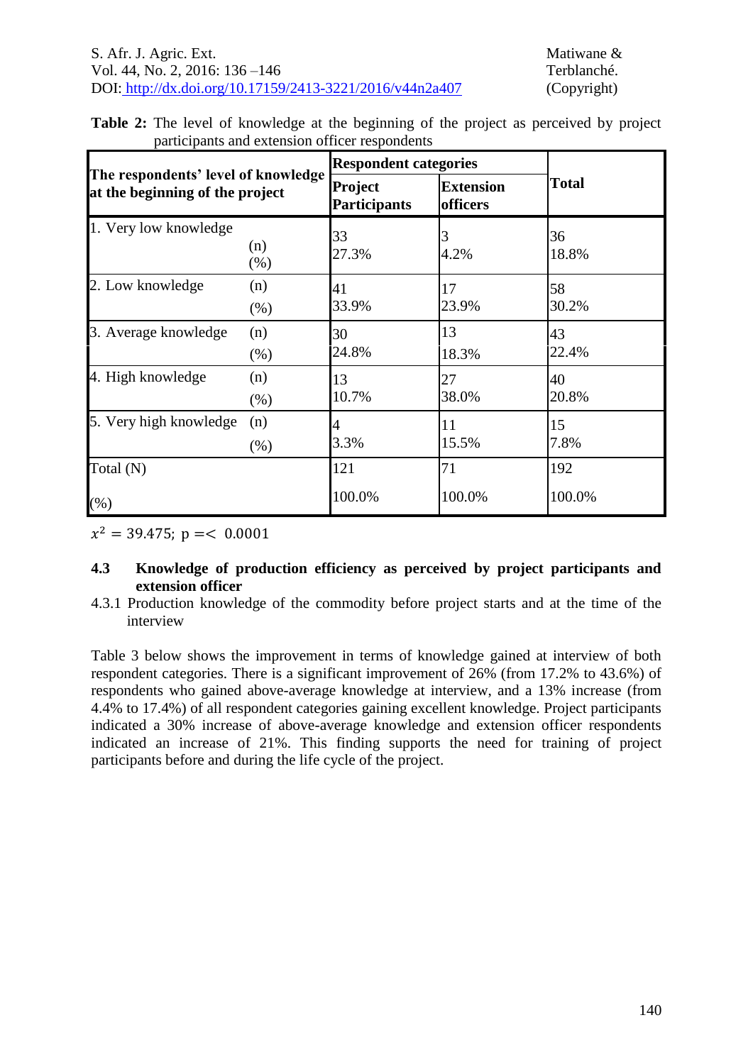**Table 2:** The level of knowledge at the beginning of the project as perceived by project participants and extension officer respondents

| The respondents' level of knowledge at the beginning of the project | | Respondent categories | | Total |
|---|---|---|---|---|
| | | Project Participants | Extension officers | |
| 1. Very low knowledge | (n) | 33 | 3 | 36 |
| | (%) | 27.3% | 4.2% | 18.8% |
| 2. Low knowledge | (n) | 41 | 17 | 58 |
| | (%) | 33.9% | 23.9% | 30.2% |
| 3. Average knowledge | (n) | 30 | 13 | 43 |
| | (%) | 24.8% | 18.3% | 22.4% |
| 4. High knowledge | (n) | 13 | 27 | 40 |
| | (%) | 10.7% | 38.0% | 20.8% |
| 5. Very high knowledge | (n) | 4 | 11 | 15 |
| | (%) | 3.3% | 15.5% | 7.8% |
| Total (N) | | 121 | 71 | 192 |
| (%) | | 100.0% | 100.0% | 100.0% |

$x^2 = 39.475$; $p =< 0.0001$

### 4.3 Knowledge of production efficiency as perceived by project participants and extension officer

4.3.1 Production knowledge of the commodity before project starts and at the time of the interview

Table 3 below shows the improvement in terms of knowledge gained at interview of both respondent categories. There is a significant improvement of 26% (from 17.2% to 43.6%) of respondents who gained above-average knowledge at interview, and a 13% increase (from 4.4% to 17.4%) of all respondent categories gaining excellent knowledge. Project participants indicated a 30% increase of above-average knowledge and extension officer respondents indicated an increase of 21%. This finding supports the need for training of project participants before and during the life cycle of the project.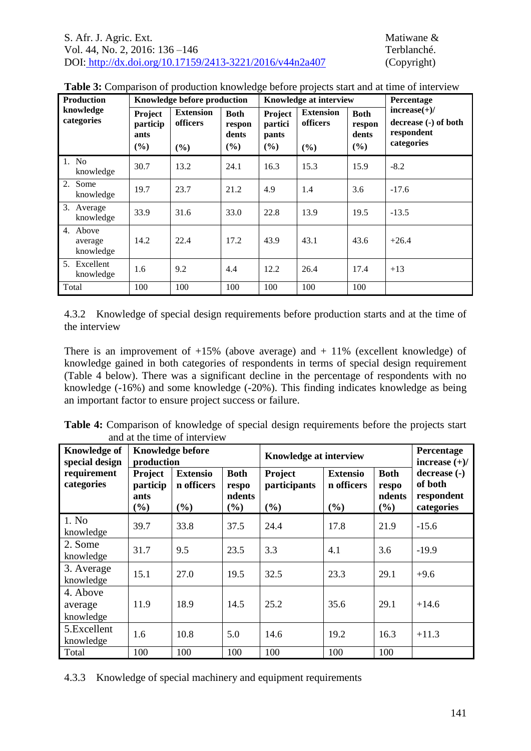**Table 3:** Comparison of production knowledge before projects start and at time of interview

| Production knowledge categories | Knowledge before production | | | Knowledge at interview | | | Percentage increase(+)/ decrease (-) of both respondent categories |
|---|---|---|---|---|---|---|---|
| | Project participants (%) | Extension officers (%) | Both respondents (%) | Project participants (%) | Extension officers (%) | Both respondents (%) | |
| 1. No knowledge | 30.7 | 13.2 | 24.1 | 16.3 | 15.3 | 15.9 | -8.2 |
| 2. Some knowledge | 19.7 | 23.7 | 21.2 | 4.9 | 1.4 | 3.6 | -17.6 |
| 3. Average knowledge | 33.9 | 31.6 | 33.0 | 22.8 | 13.9 | 19.5 | -13.5 |
| 4. Above average knowledge | 14.2 | 22.4 | 17.2 | 43.9 | 43.1 | 43.6 | +26.4 |
| 5. Excellent knowledge | 1.6 | 9.2 | 4.4 | 12.2 | 26.4 | 17.4 | +13 |
| Total | 100 | 100 | 100 | 100 | 100 | 100 | |

4.3.2 Knowledge of special design requirements before production starts and at the time of the interview

There is an improvement of +15% (above average) and + 11% (excellent knowledge) of knowledge gained in both categories of respondents in terms of special design requirement (Table 4 below). There was a significant decline in the percentage of respondents with no knowledge (-16%) and some knowledge (-20%). This finding indicates knowledge as being an important factor to ensure project success or failure.

**Table 4:** Comparison of knowledge of special design requirements before the projects start and at the time of interview

| Knowledge of special design requirement categories | Knowledge before production | | | Knowledge at interview | | | Percentage increase (+)/ decrease (-) of both respondent categories |
|---|---|---|---|---|---|---|---|
| | Project participants (%) | Extension officers (%) | Both respondents (%) | Project participants (%) | Extension officers (%) | Both respondents (%) | |
| 1. No knowledge | 39.7 | 33.8 | 37.5 | 24.4 | 17.8 | 21.9 | -15.6 |
| 2. Some knowledge | 31.7 | 9.5 | 23.5 | 3.3 | 4.1 | 3.6 | -19.9 |
| 3. Average knowledge | 15.1 | 27.0 | 19.5 | 32.5 | 23.3 | 29.1 | +9.6 |
| 4. Above average knowledge | 11.9 | 18.9 | 14.5 | 25.2 | 35.6 | 29.1 | +14.6 |
| 5.Excellent knowledge | 1.6 | 10.8 | 5.0 | 14.6 | 19.2 | 16.3 | +11.3 |
| Total | 100 | 100 | 100 | 100 | 100 | 100 | |

4.3.3 Knowledge of special machinery and equipment requirements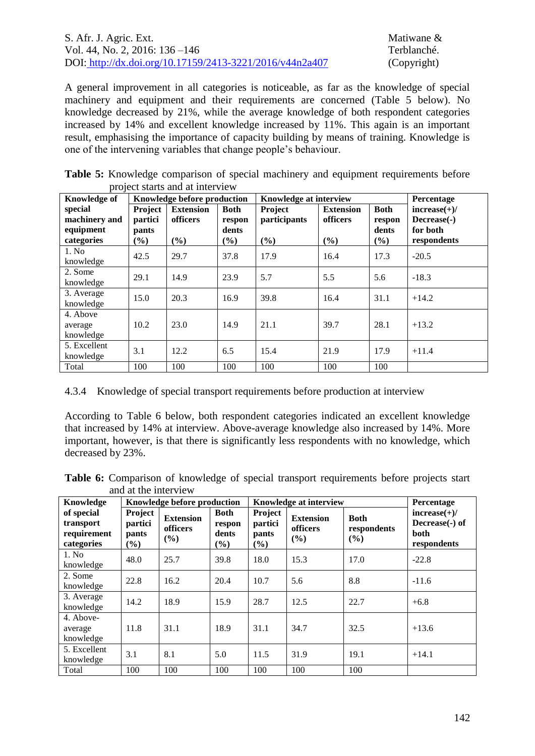A general improvement in all categories is noticeable, as far as the knowledge of special machinery and equipment and their requirements are concerned (Table 5 below). No knowledge decreased by 21%, while the average knowledge of both respondent categories increased by 14% and excellent knowledge increased by 11%. This again is an important result, emphasising the importance of capacity building by means of training. Knowledge is one of the intervening variables that change people's behaviour.

**Table 5:** Knowledge comparison of special machinery and equipment requirements before project starts and at interview

| Knowledge of special machinery and equipment categories | Knowledge before production | | | Knowledge at interview | | | Percentage increase(+)/ Decrease(-) for both respondents |
|---|---|---|---|---|---|---|---|
| | Project participants (%) | Extension officers (%) | Both respondents (%) | Project participants (%) | Extension officers (%) | Both respondents (%) | |
| 1. No knowledge | 42.5 | 29.7 | 37.8 | 17.9 | 16.4 | 17.3 | -20.5 |
| 2. Some knowledge | 29.1 | 14.9 | 23.9 | 5.7 | 5.5 | 5.6 | -18.3 |
| 3. Average knowledge | 15.0 | 20.3 | 16.9 | 39.8 | 16.4 | 31.1 | +14.2 |
| 4. Above average knowledge | 10.2 | 23.0 | 14.9 | 21.1 | 39.7 | 28.1 | +13.2 |
| 5. Excellent knowledge | 3.1 | 12.2 | 6.5 | 15.4 | 21.9 | 17.9 | +11.4 |
| Total | 100 | 100 | 100 | 100 | 100 | 100 | |

4.3.4 Knowledge of special transport requirements before production at interview

According to Table 6 below, both respondent categories indicated an excellent knowledge that increased by 14% at interview. Above-average knowledge also increased by 14%. More important, however, is that there is significantly less respondents with no knowledge, which decreased by 23%.

**Table 6:** Comparison of knowledge of special transport requirements before projects start and at the interview

| Knowledge of special transport requirement categories | Knowledge before production | | | Knowledge at interview | | | Percentage increase(+)/ Decrease(-) of both respondents |
|---|---|---|---|---|---|---|---|
| | Project participants (%) | Extension officers (%) | Both respondents (%) | Project participants (%) | Extension officers (%) | Both respondents (%) | |
| 1. No knowledge | 48.0 | 25.7 | 39.8 | 18.0 | 15.3 | 17.0 | -22.8 |
| 2. Some knowledge | 22.8 | 16.2 | 20.4 | 10.7 | 5.6 | 8.8 | -11.6 |
| 3. Average knowledge | 14.2 | 18.9 | 15.9 | 28.7 | 12.5 | 22.7 | +6.8 |
| 4. Above-average knowledge | 11.8 | 31.1 | 18.9 | 31.1 | 34.7 | 32.5 | +13.6 |
| 5. Excellent knowledge | 3.1 | 8.1 | 5.0 | 11.5 | 31.9 | 19.1 | +14.1 |
| Total | 100 | 100 | 100 | 100 | 100 | 100 | |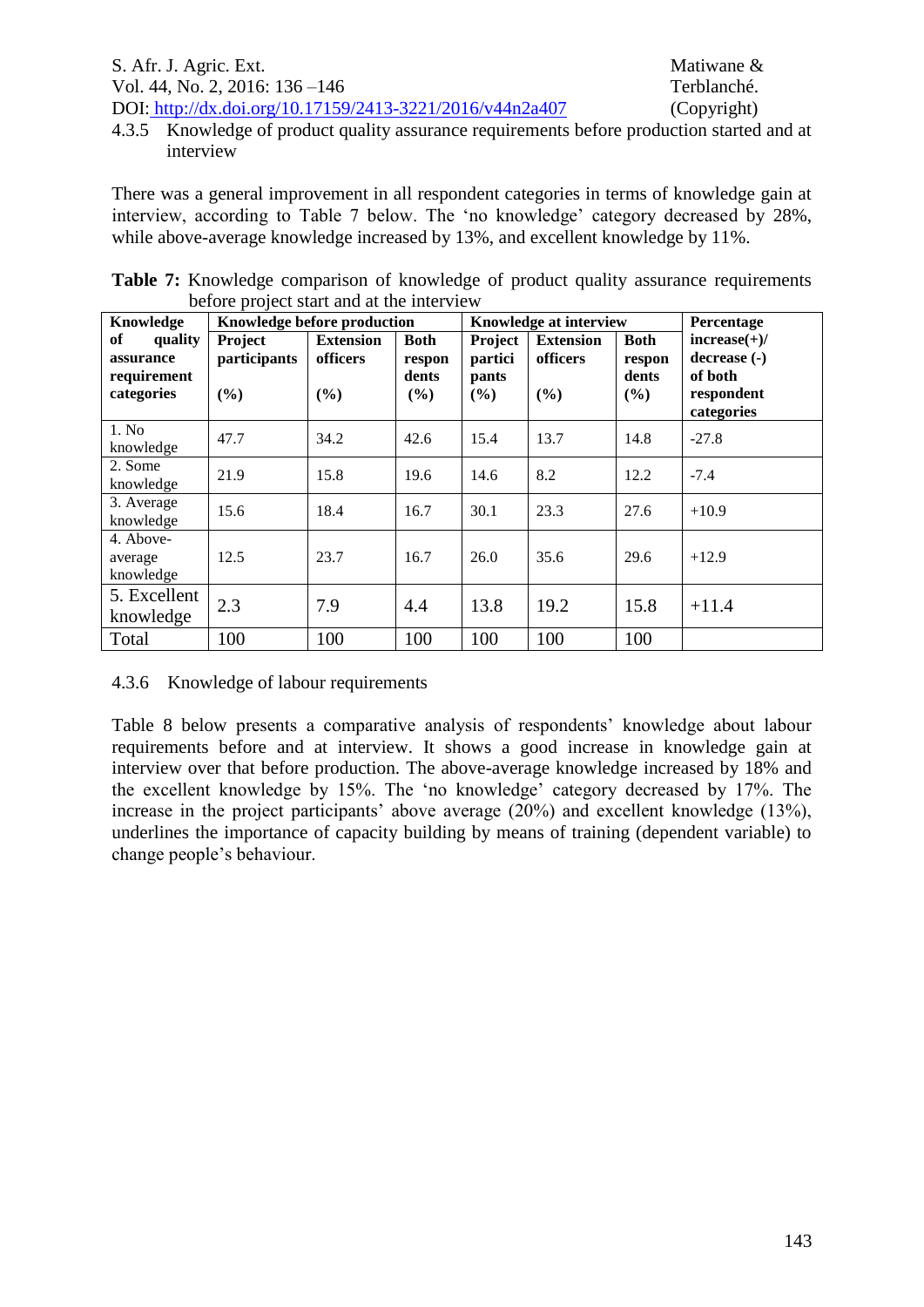### 4.3.5 Knowledge of product quality assurance requirements before production started and at interview

There was a general improvement in all respondent categories in terms of knowledge gain at interview, according to Table 7 below. The 'no knowledge' category decreased by 28%, while above-average knowledge increased by 13%, and excellent knowledge by 11%.

**Table 7:** Knowledge comparison of knowledge of product quality assurance requirements before project start and at the interview

| Knowledge of quality assurance requirement categories | Knowledge before production | | | Knowledge at interview | | | Percentage increase(+)/ decrease (-) of both respondent categories |
|---|---|---|---|---|---|---|---|
| | Project participants (%) | Extension officers (%) | Both respondents (%) | Project participants (%) | Extension officers (%) | Both respondents (%) | |
| 1. No knowledge | 47.7 | 34.2 | 42.6 | 15.4 | 13.7 | 14.8 | -27.8 |
| 2. Some knowledge | 21.9 | 15.8 | 19.6 | 14.6 | 8.2 | 12.2 | -7.4 |
| 3. Average knowledge | 15.6 | 18.4 | 16.7 | 30.1 | 23.3 | 27.6 | +10.9 |
| 4. Above-average knowledge | 12.5 | 23.7 | 16.7 | 26.0 | 35.6 | 29.6 | +12.9 |
| 5. Excellent knowledge | 2.3 | 7.9 | 4.4 | 13.8 | 19.2 | 15.8 | +11.4 |
| Total | 100 | 100 | 100 | 100 | 100 | 100 | |

### 4.3.6 Knowledge of labour requirements

Table 8 below presents a comparative analysis of respondents' knowledge about labour requirements before and at interview. It shows a good increase in knowledge gain at interview over that before production. The above-average knowledge increased by 18% and the excellent knowledge by 15%. The 'no knowledge' category decreased by 17%. The increase in the project participants' above average (20%) and excellent knowledge (13%), underlines the importance of capacity building by means of training (dependent variable) to change people's behaviour.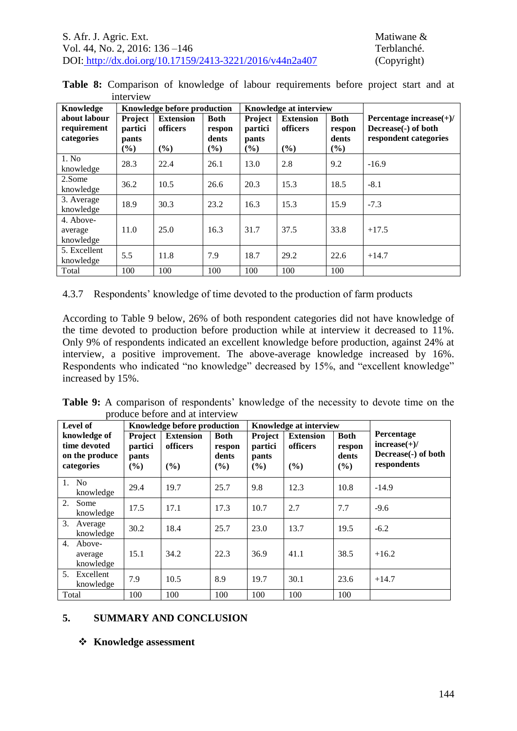**Table 8:** Comparison of knowledge of labour requirements before project start and at interview

| Knowledge about labour requirement categories | Knowledge before production | | | Knowledge at interview | | | Percentage increase(+)/ Decrease(-) of both respondent categories |
|---|---|---|---|---|---|---|---|
| | Project participants (%) | Extension officers (%) | Both respondents (%) | Project participants (%) | Extension officers (%) | Both respondents (%) | |
| 1. No knowledge | 28.3 | 22.4 | 26.1 | 13.0 | 2.8 | 9.2 | -16.9 |
| 2.Some knowledge | 36.2 | 10.5 | 26.6 | 20.3 | 15.3 | 18.5 | -8.1 |
| 3. Average knowledge | 18.9 | 30.3 | 23.2 | 16.3 | 15.3 | 15.9 | -7.3 |
| 4. Above-average knowledge | 11.0 | 25.0 | 16.3 | 31.7 | 37.5 | 33.8 | +17.5 |
| 5. Excellent knowledge | 5.5 | 11.8 | 7.9 | 18.7 | 29.2 | 22.6 | +14.7 |
| Total | 100 | 100 | 100 | 100 | 100 | 100 | |

4.3.7 Respondents' knowledge of time devoted to the production of farm products

According to Table 9 below, 26% of both respondent categories did not have knowledge of the time devoted to production before production while at interview it decreased to 11%. Only 9% of respondents indicated an excellent knowledge before production, against 24% at interview, a positive improvement. The above-average knowledge increased by 16%. Respondents who indicated "no knowledge" decreased by 15%, and "excellent knowledge" increased by 15%.

**Table 9:** A comparison of respondents' knowledge of the necessity to devote time on the produce before and at interview

| Level of knowledge of time devoted on the produce categories | Knowledge before production | | | Knowledge at interview | | | Percentage increase(+)/ Decrease(-) of both respondents |
|---|---|---|---|---|---|---|---|
| | Project participants (%) | Extension officers (%) | Both respondents (%) | Project participants (%) | Extension officers (%) | Both respondents (%) | |
| 1. No knowledge | 29.4 | 19.7 | 25.7 | 9.8 | 12.3 | 10.8 | -14.9 |
| 2. Some knowledge | 17.5 | 17.1 | 17.3 | 10.7 | 2.7 | 7.7 | -9.6 |
| 3. Average knowledge | 30.2 | 18.4 | 25.7 | 23.0 | 13.7 | 19.5 | -6.2 |
| 4. Above-average knowledge | 15.1 | 34.2 | 22.3 | 36.9 | 41.1 | 38.5 | +16.2 |
| 5. Excellent knowledge | 7.9 | 10.5 | 8.9 | 19.7 | 30.1 | 23.6 | +14.7 |
| Total | 100 | 100 | 100 | 100 | 100 | 100 | |

## 5. SUMMARY AND CONCLUSION

❖ **Knowledge assessment**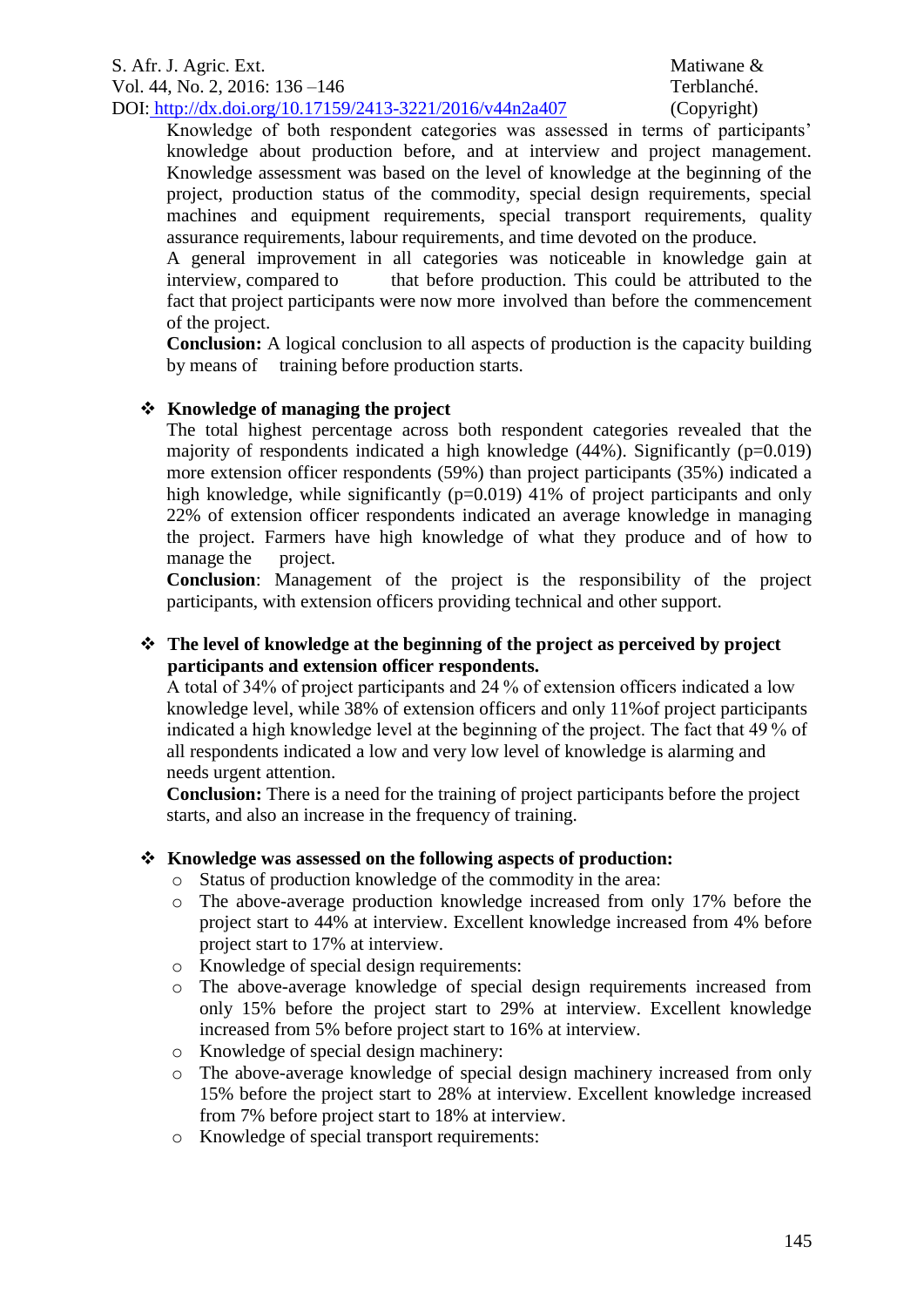Knowledge of both respondent categories was assessed in terms of participants' knowledge about production before, and at interview and project management. Knowledge assessment was based on the level of knowledge at the beginning of the project, production status of the commodity, special design requirements, special machines and equipment requirements, special transport requirements, quality assurance requirements, labour requirements, and time devoted on the produce.

A general improvement in all categories was noticeable in knowledge gain at interview, compared to that before production. This could be attributed to the fact that project participants were now more involved than before the commencement of the project.

**Conclusion:** A logical conclusion to all aspects of production is the capacity building by means of training before production starts.

- **Knowledge of managing the project**

  The total highest percentage across both respondent categories revealed that the majority of respondents indicated a high knowledge (44%). Significantly ($p=0.019$) more extension officer respondents (59%) than project participants (35%) indicated a high knowledge, while significantly ($p=0.019$) 41% of project participants and only 22% of extension officer respondents indicated an average knowledge in managing the project. Farmers have high knowledge of what they produce and of how to manage the project.

  **Conclusion**: Management of the project is the responsibility of the project participants, with extension officers providing technical and other support.

- **The level of knowledge at the beginning of the project as perceived by project participants and extension officer respondents.**

  A total of 34% of project participants and 24 % of extension officers indicated a low knowledge level, while 38% of extension officers and only 11%of project participants indicated a high knowledge level at the beginning of the project. The fact that 49 % of all respondents indicated a low and very low level of knowledge is alarming and needs urgent attention.

  **Conclusion:** There is a need for the training of project participants before the project starts, and also an increase in the frequency of training.

- **Knowledge was assessed on the following aspects of production:**
  - Status of production knowledge of the commodity in the area:
  - The above-average production knowledge increased from only 17% before the project start to 44% at interview. Excellent knowledge increased from 4% before project start to 17% at interview.
  - Knowledge of special design requirements:
  - The above-average knowledge of special design requirements increased from only 15% before the project start to 29% at interview. Excellent knowledge increased from 5% before project start to 16% at interview.
  - Knowledge of special design machinery:
  - The above-average knowledge of special design machinery increased from only 15% before the project start to 28% at interview. Excellent knowledge increased from 7% before project start to 18% at interview.
  - Knowledge of special transport requirements: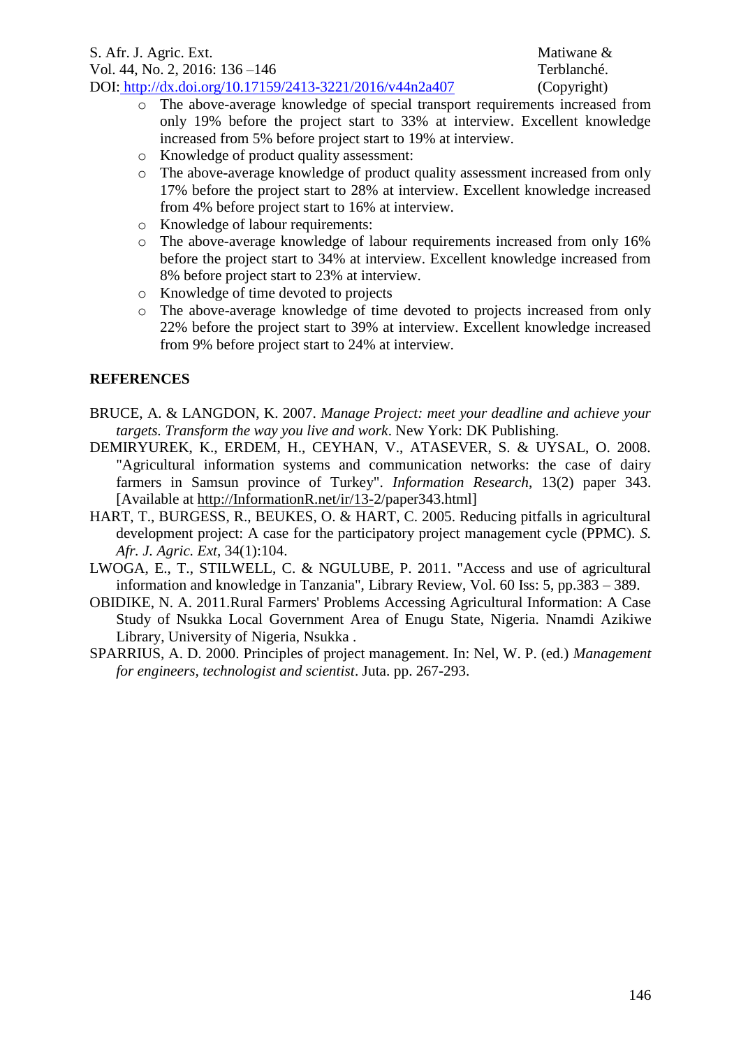- The above-average knowledge of special transport requirements increased from only 19% before the project start to 33% at interview. Excellent knowledge increased from 5% before project start to 19% at interview.
- Knowledge of product quality assessment:
- The above-average knowledge of product quality assessment increased from only 17% before the project start to 28% at interview. Excellent knowledge increased from 4% before project start to 16% at interview.
- Knowledge of labour requirements:
- The above-average knowledge of labour requirements increased from only 16% before the project start to 34% at interview. Excellent knowledge increased from 8% before project start to 23% at interview.
- Knowledge of time devoted to projects
- The above-average knowledge of time devoted to projects increased from only 22% before the project start to 39% at interview. Excellent knowledge increased from 9% before project start to 24% at interview.

## REFERENCES

BRUCE, A. & LANGDON, K. 2007. *Manage Project: meet your deadline and achieve your targets. Transform the way you live and work*. New York: DK Publishing.

DEMIRYUREK, K., ERDEM, H., CEYHAN, V., ATASEVER, S. & UYSAL, O. 2008. "Agricultural information systems and communication networks: the case of dairy farmers in Samsun province of Turkey". *Information Research*, 13(2) paper 343. [Available at http://InformationR.net/ir/13-2/paper343.html]

HART, T., BURGESS, R., BEUKES, O. & HART, C. 2005. Reducing pitfalls in agricultural development project: A case for the participatory project management cycle (PPMC). *S. Afr. J. Agric. Ext*, 34(1):104.

LWOGA, E., T., STILWELL, C. & NGULUBE, P. 2011. "Access and use of agricultural information and knowledge in Tanzania", Library Review, Vol. 60 Iss: 5, pp.383 – 389.

OBIDIKE, N. A. 2011.Rural Farmers' Problems Accessing Agricultural Information: A Case Study of Nsukka Local Government Area of Enugu State, Nigeria. Nnamdi Azikiwe Library, University of Nigeria, Nsukka .

SPARRIUS, A. D. 2000. Principles of project management. In: Nel, W. P. (ed.) *Management for engineers, technologist and scientist*. Juta. pp. 267-293.